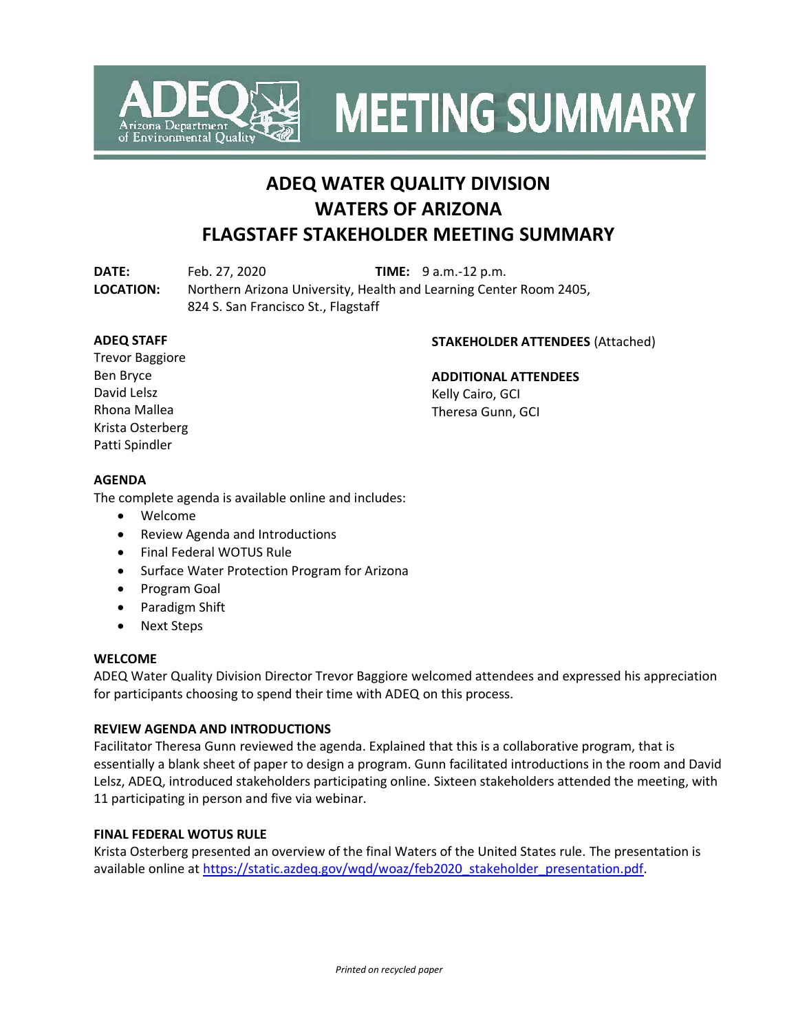# MEETING SUMMARY

## ADEQ WATER QUALITY DIVISION
## WATERS OF ARIZONA
## FLAGSTAFF STAKEHOLDER MEETING SUMMARY

**DATE:** Feb. 27, 2020 **TIME:** 9 a.m.-12 p.m.

**LOCATION:** Northern Arizona University, Health and Learning Center Room 2405, 824 S. San Francisco St., Flagstaff

**ADEQ STAFF**
Trevor Baggiore
Ben Bryce
David Lelsz
Rhona Mallea
Krista Osterberg
Patti Spindler

**STAKEHOLDER ATTENDEES** (Attached)

**ADDITIONAL ATTENDEES**
Kelly Cairo, GCI
Theresa Gunn, GCI

**AGENDA**

The complete agenda is available online and includes:

- Welcome
- Review Agenda and Introductions
- Final Federal WOTUS Rule
- Surface Water Protection Program for Arizona
- Program Goal
- Paradigm Shift
- Next Steps

**WELCOME**

ADEQ Water Quality Division Director Trevor Baggiore welcomed attendees and expressed his appreciation for participants choosing to spend their time with ADEQ on this process.

**REVIEW AGENDA AND INTRODUCTIONS**

Facilitator Theresa Gunn reviewed the agenda. Explained that this is a collaborative program, that is essentially a blank sheet of paper to design a program. Gunn facilitated introductions in the room and David Lelsz, ADEQ, introduced stakeholders participating online. Sixteen stakeholders attended the meeting, with 11 participating in person and five via webinar.

**FINAL FEDERAL WOTUS RULE**

Krista Osterberg presented an overview of the final Waters of the United States rule. The presentation is available online at https://static.azdeq.gov/wqd/woaz/feb2020_stakeholder_presentation.pdf.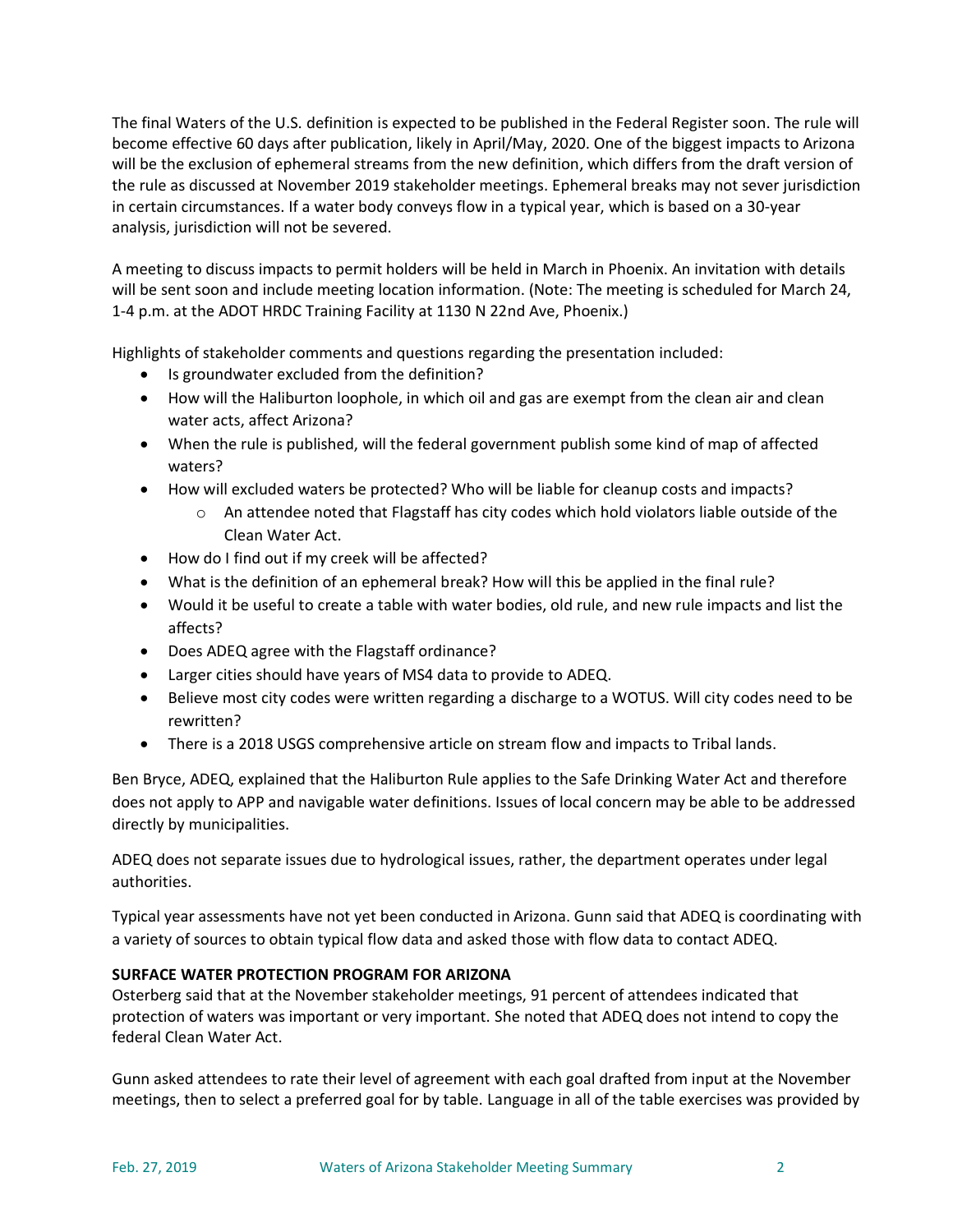The final Waters of the U.S. definition is expected to be published in the Federal Register soon. The rule will become effective 60 days after publication, likely in April/May, 2020. One of the biggest impacts to Arizona will be the exclusion of ephemeral streams from the new definition, which differs from the draft version of the rule as discussed at November 2019 stakeholder meetings. Ephemeral breaks may not sever jurisdiction in certain circumstances. If a water body conveys flow in a typical year, which is based on a 30-year analysis, jurisdiction will not be severed.

A meeting to discuss impacts to permit holders will be held in March in Phoenix. An invitation with details will be sent soon and include meeting location information. (Note: The meeting is scheduled for March 24, 1-4 p.m. at the ADOT HRDC Training Facility at 1130 N 22nd Ave, Phoenix.)

Highlights of stakeholder comments and questions regarding the presentation included:

- Is groundwater excluded from the definition?
- How will the Haliburton loophole, in which oil and gas are exempt from the clean air and clean water acts, affect Arizona?
- When the rule is published, will the federal government publish some kind of map of affected waters?
- How will excluded waters be protected? Who will be liable for cleanup costs and impacts?
  - An attendee noted that Flagstaff has city codes which hold violators liable outside of the Clean Water Act.
- How do I find out if my creek will be affected?
- What is the definition of an ephemeral break? How will this be applied in the final rule?
- Would it be useful to create a table with water bodies, old rule, and new rule impacts and list the affects?
- Does ADEQ agree with the Flagstaff ordinance?
- Larger cities should have years of MS4 data to provide to ADEQ.
- Believe most city codes were written regarding a discharge to a WOTUS. Will city codes need to be rewritten?
- There is a 2018 USGS comprehensive article on stream flow and impacts to Tribal lands.

Ben Bryce, ADEQ, explained that the Haliburton Rule applies to the Safe Drinking Water Act and therefore does not apply to APP and navigable water definitions. Issues of local concern may be able to be addressed directly by municipalities.

ADEQ does not separate issues due to hydrological issues, rather, the department operates under legal authorities.

Typical year assessments have not yet been conducted in Arizona. Gunn said that ADEQ is coordinating with a variety of sources to obtain typical flow data and asked those with flow data to contact ADEQ.

**SURFACE WATER PROTECTION PROGRAM FOR ARIZONA**

Osterberg said that at the November stakeholder meetings, 91 percent of attendees indicated that protection of waters was important or very important. She noted that ADEQ does not intend to copy the federal Clean Water Act.

Gunn asked attendees to rate their level of agreement with each goal drafted from input at the November meetings, then to select a preferred goal for by table. Language in all of the table exercises was provided by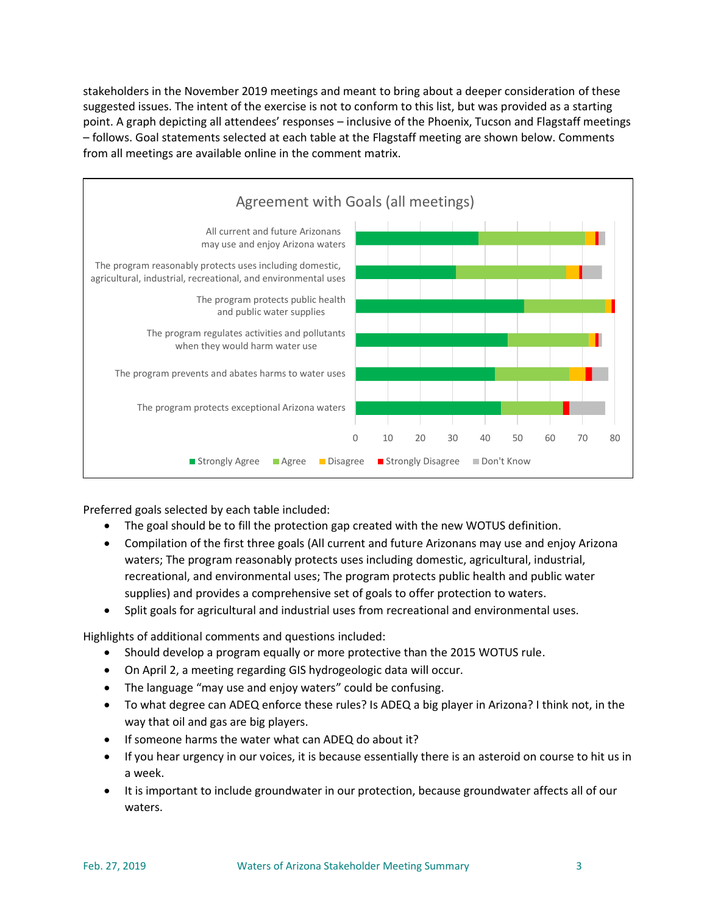stakeholders in the November 2019 meetings and meant to bring about a deeper consideration of these suggested issues. The intent of the exercise is not to conform to this list, but was provided as a starting point. A graph depicting all attendees' responses – inclusive of the Phoenix, Tucson and Flagstaff meetings – follows. Goal statements selected at each table at the Flagstaff meeting are shown below. Comments from all meetings are available online in the comment matrix.

Agreement with Goals (all meetings)

| Goal | Strongly Agree | Agree | Disagree | Strongly Disagree | Don't Know |
|---|---|---|---|---|---|
| All current and future Arizonans may use and enjoy Arizona waters | 38 | 33 | 3 | 1 | 2 |
| The program reasonably protects uses including domestic, agricultural, industrial, recreational, and environmental uses | 31 | 34 | 4 | 1 | 6 |
| The program protects public health and public water supplies | 52 | 25 | 2 | 1 | 0 |
| The program regulates activities and pollutants when they would harm water use | 47 | 25 | 2 | 1 | 1 |
| The program prevents and abates harms to water uses | 43 | 23 | 5 | 2 | 5 |
| The program protects exceptional Arizona waters | 45 | 19 | 0 | 2 | 11 |

Preferred goals selected by each table included:

- The goal should be to fill the protection gap created with the new WOTUS definition.
- Compilation of the first three goals (All current and future Arizonans may use and enjoy Arizona waters; The program reasonably protects uses including domestic, agricultural, industrial, recreational, and environmental uses; The program protects public health and public water supplies) and provides a comprehensive set of goals to offer protection to waters.
- Split goals for agricultural and industrial uses from recreational and environmental uses.

Highlights of additional comments and questions included:

- Should develop a program equally or more protective than the 2015 WOTUS rule.
- On April 2, a meeting regarding GIS hydrogeologic data will occur.
- The language "may use and enjoy waters" could be confusing.
- To what degree can ADEQ enforce these rules? Is ADEQ a big player in Arizona? I think not, in the way that oil and gas are big players.
- If someone harms the water what can ADEQ do about it?
- If you hear urgency in our voices, it is because essentially there is an asteroid on course to hit us in a week.
- It is important to include groundwater in our protection, because groundwater affects all of our waters.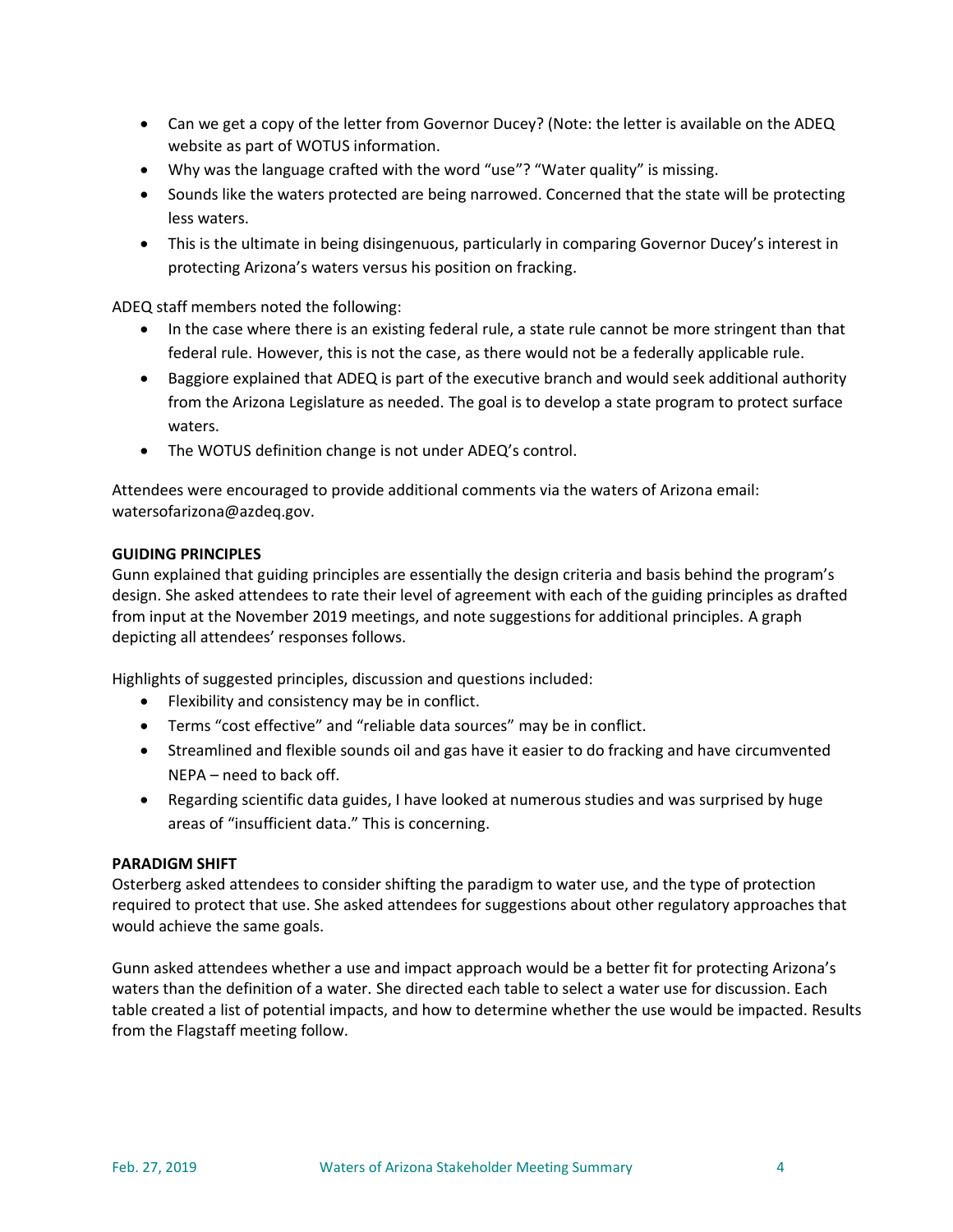- Can we get a copy of the letter from Governor Ducey? (Note: the letter is available on the ADEQ website as part of WOTUS information.
- Why was the language crafted with the word "use"? "Water quality" is missing.
- Sounds like the waters protected are being narrowed. Concerned that the state will be protecting less waters.
- This is the ultimate in being disingenuous, particularly in comparing Governor Ducey's interest in protecting Arizona's waters versus his position on fracking.

ADEQ staff members noted the following:

- In the case where there is an existing federal rule, a state rule cannot be more stringent than that federal rule. However, this is not the case, as there would not be a federally applicable rule.
- Baggiore explained that ADEQ is part of the executive branch and would seek additional authority from the Arizona Legislature as needed. The goal is to develop a state program to protect surface waters.
- The WOTUS definition change is not under ADEQ's control.

Attendees were encouraged to provide additional comments via the waters of Arizona email: watersofarizona@azdeq.gov.

**GUIDING PRINCIPLES**

Gunn explained that guiding principles are essentially the design criteria and basis behind the program's design. She asked attendees to rate their level of agreement with each of the guiding principles as drafted from input at the November 2019 meetings, and note suggestions for additional principles. A graph depicting all attendees' responses follows.

Highlights of suggested principles, discussion and questions included:

- Flexibility and consistency may be in conflict.
- Terms "cost effective" and "reliable data sources" may be in conflict.
- Streamlined and flexible sounds oil and gas have it easier to do fracking and have circumvented NEPA – need to back off.
- Regarding scientific data guides, I have looked at numerous studies and was surprised by huge areas of "insufficient data." This is concerning.

**PARADIGM SHIFT**

Osterberg asked attendees to consider shifting the paradigm to water use, and the type of protection required to protect that use. She asked attendees for suggestions about other regulatory approaches that would achieve the same goals.

Gunn asked attendees whether a use and impact approach would be a better fit for protecting Arizona's waters than the definition of a water. She directed each table to select a water use for discussion. Each table created a list of potential impacts, and how to determine whether the use would be impacted. Results from the Flagstaff meeting follow.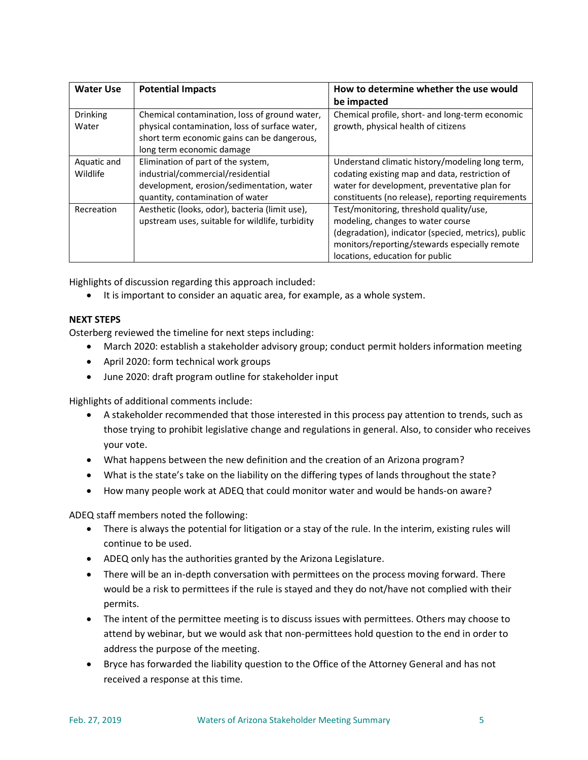| Water Use | Potential Impacts | How to determine whether the use would be impacted |
|---|---|---|
| Drinking Water | Chemical contamination, loss of ground water, physical contamination, loss of surface water, short term economic gains can be dangerous, long term economic damage | Chemical profile, short- and long-term economic growth, physical health of citizens |
| Aquatic and Wildlife | Elimination of part of the system, industrial/commercial/residential development, erosion/sedimentation, water quantity, contamination of water | Understand climatic history/modeling long term, codating existing map and data, restriction of water for development, preventative plan for constituents (no release), reporting requirements |
| Recreation | Aesthetic (looks, odor), bacteria (limit use), upstream uses, suitable for wildlife, turbidity | Test/monitoring, threshold quality/use, modeling, changes to water course (degradation), indicator (specied, metrics), public monitors/reporting/stewards especially remote locations, education for public |

Highlights of discussion regarding this approach included:

- It is important to consider an aquatic area, for example, as a whole system.

**NEXT STEPS**

Osterberg reviewed the timeline for next steps including:

- March 2020: establish a stakeholder advisory group; conduct permit holders information meeting
- April 2020: form technical work groups
- June 2020: draft program outline for stakeholder input

Highlights of additional comments include:

- A stakeholder recommended that those interested in this process pay attention to trends, such as those trying to prohibit legislative change and regulations in general. Also, to consider who receives your vote.
- What happens between the new definition and the creation of an Arizona program?
- What is the state's take on the liability on the differing types of lands throughout the state?
- How many people work at ADEQ that could monitor water and would be hands-on aware?

ADEQ staff members noted the following:

- There is always the potential for litigation or a stay of the rule. In the interim, existing rules will continue to be used.
- ADEQ only has the authorities granted by the Arizona Legislature.
- There will be an in-depth conversation with permittees on the process moving forward. There would be a risk to permittees if the rule is stayed and they do not/have not complied with their permits.
- The intent of the permittee meeting is to discuss issues with permittees. Others may choose to attend by webinar, but we would ask that non-permittees hold question to the end in order to address the purpose of the meeting.
- Bryce has forwarded the liability question to the Office of the Attorney General and has not received a response at this time.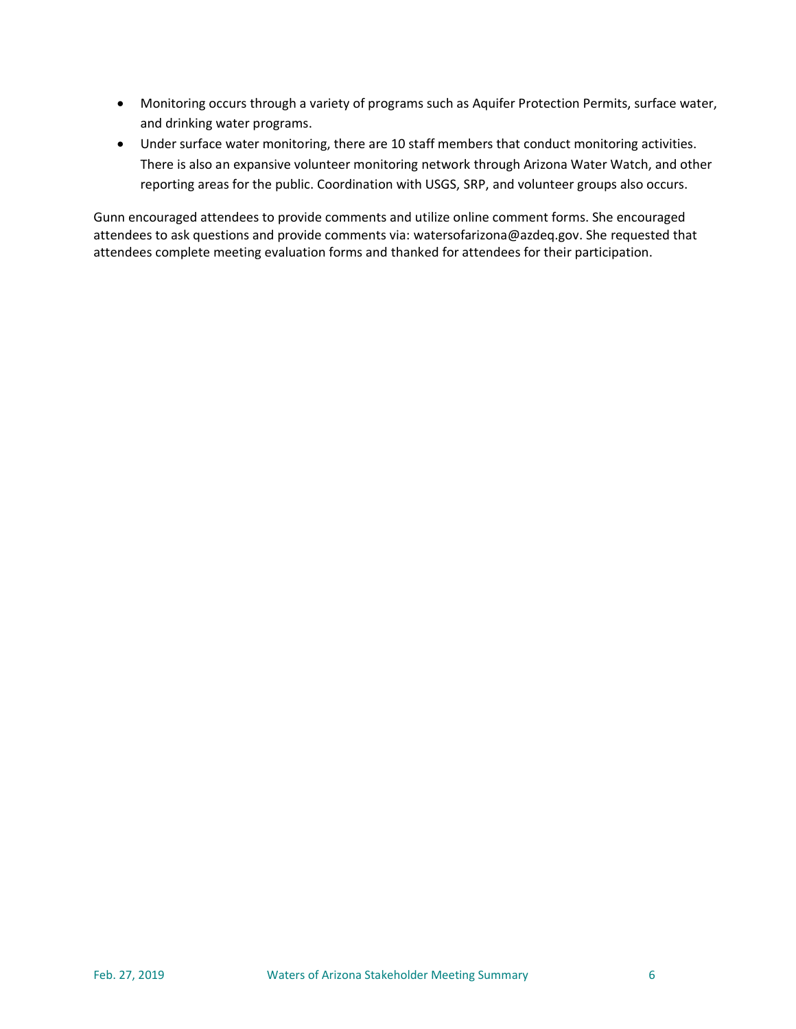- Monitoring occurs through a variety of programs such as Aquifer Protection Permits, surface water, and drinking water programs.
- Under surface water monitoring, there are 10 staff members that conduct monitoring activities. There is also an expansive volunteer monitoring network through Arizona Water Watch, and other reporting areas for the public. Coordination with USGS, SRP, and volunteer groups also occurs.

Gunn encouraged attendees to provide comments and utilize online comment forms. She encouraged attendees to ask questions and provide comments via: watersofarizona@azdeq.gov. She requested that attendees complete meeting evaluation forms and thanked for attendees for their participation.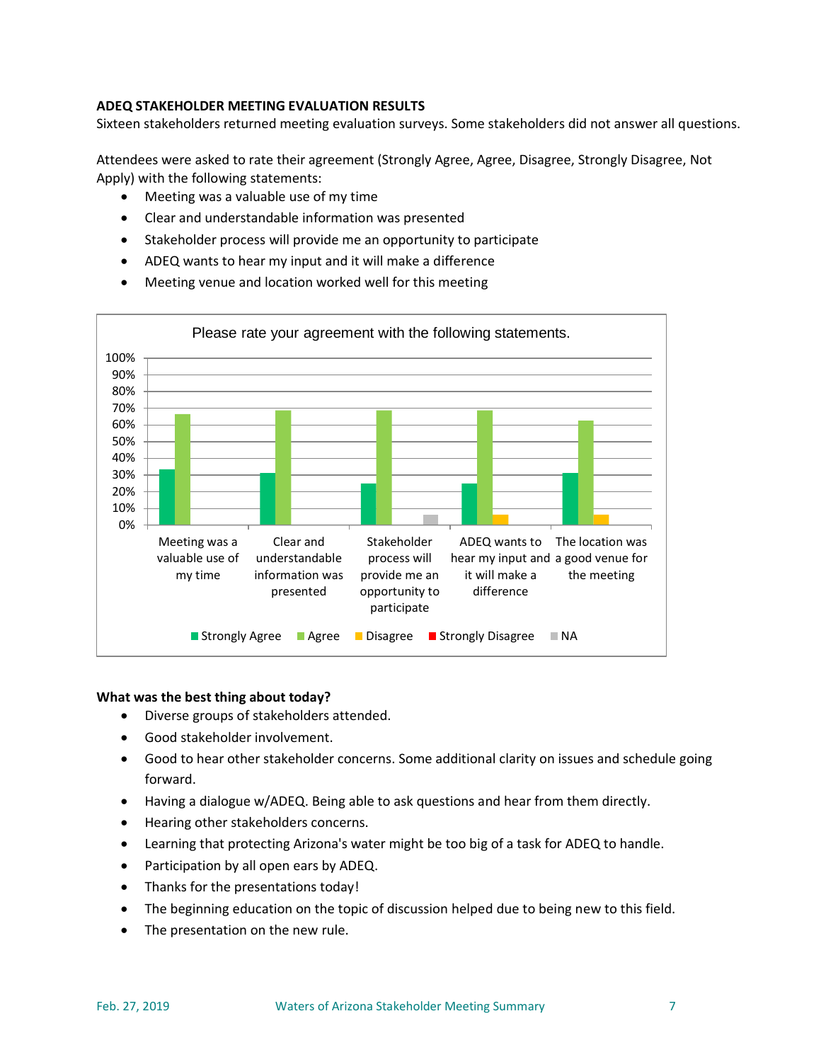**ADEQ STAKEHOLDER MEETING EVALUATION RESULTS**

Sixteen stakeholders returned meeting evaluation surveys. Some stakeholders did not answer all questions.

Attendees were asked to rate their agreement (Strongly Agree, Agree, Disagree, Strongly Disagree, Not Apply) with the following statements:

- Meeting was a valuable use of my time
- Clear and understandable information was presented
- Stakeholder process will provide me an opportunity to participate
- ADEQ wants to hear my input and it will make a difference
- Meeting venue and location worked well for this meeting

**What was the best thing about today?**

- Diverse groups of stakeholders attended.
- Good stakeholder involvement.
- Good to hear other stakeholder concerns. Some additional clarity on issues and schedule going forward.
- Having a dialogue w/ADEQ. Being able to ask questions and hear from them directly.
- Hearing other stakeholders concerns.
- Learning that protecting Arizona's water might be too big of a task for ADEQ to handle.
- Participation by all open ears by ADEQ.
- Thanks for the presentations today!
- The beginning education on the topic of discussion helped due to being new to this field.
- The presentation on the new rule.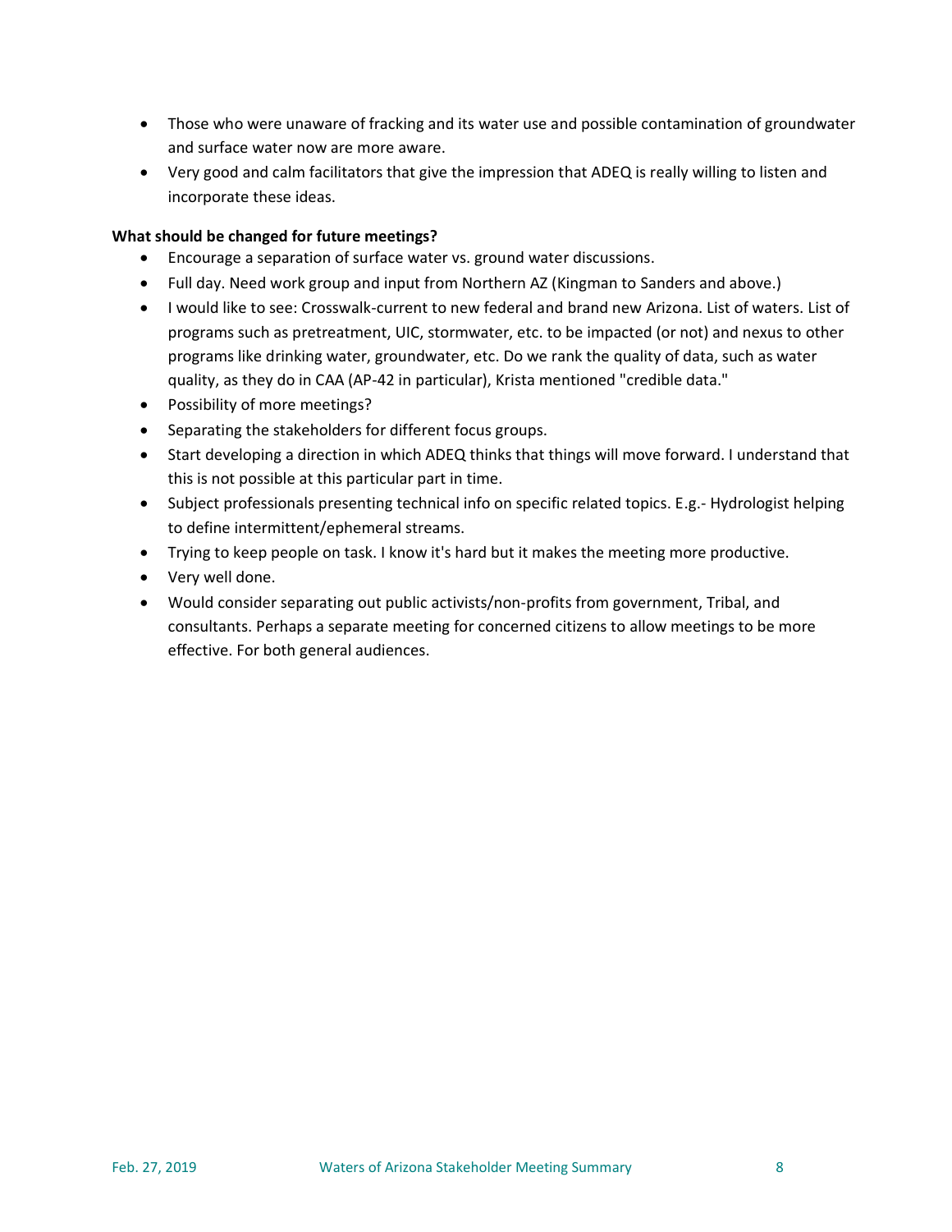- Those who were unaware of fracking and its water use and possible contamination of groundwater and surface water now are more aware.
- Very good and calm facilitators that give the impression that ADEQ is really willing to listen and incorporate these ideas.

**What should be changed for future meetings?**

- Encourage a separation of surface water vs. ground water discussions.
- Full day. Need work group and input from Northern AZ (Kingman to Sanders and above.)
- I would like to see: Crosswalk-current to new federal and brand new Arizona. List of waters. List of programs such as pretreatment, UIC, stormwater, etc. to be impacted (or not) and nexus to other programs like drinking water, groundwater, etc. Do we rank the quality of data, such as water quality, as they do in CAA (AP-42 in particular), Krista mentioned "credible data."
- Possibility of more meetings?
- Separating the stakeholders for different focus groups.
- Start developing a direction in which ADEQ thinks that things will move forward. I understand that this is not possible at this particular part in time.
- Subject professionals presenting technical info on specific related topics. E.g.- Hydrologist helping to define intermittent/ephemeral streams.
- Trying to keep people on task. I know it's hard but it makes the meeting more productive.
- Very well done.
- Would consider separating out public activists/non-profits from government, Tribal, and consultants. Perhaps a separate meeting for concerned citizens to allow meetings to be more effective. For both general audiences.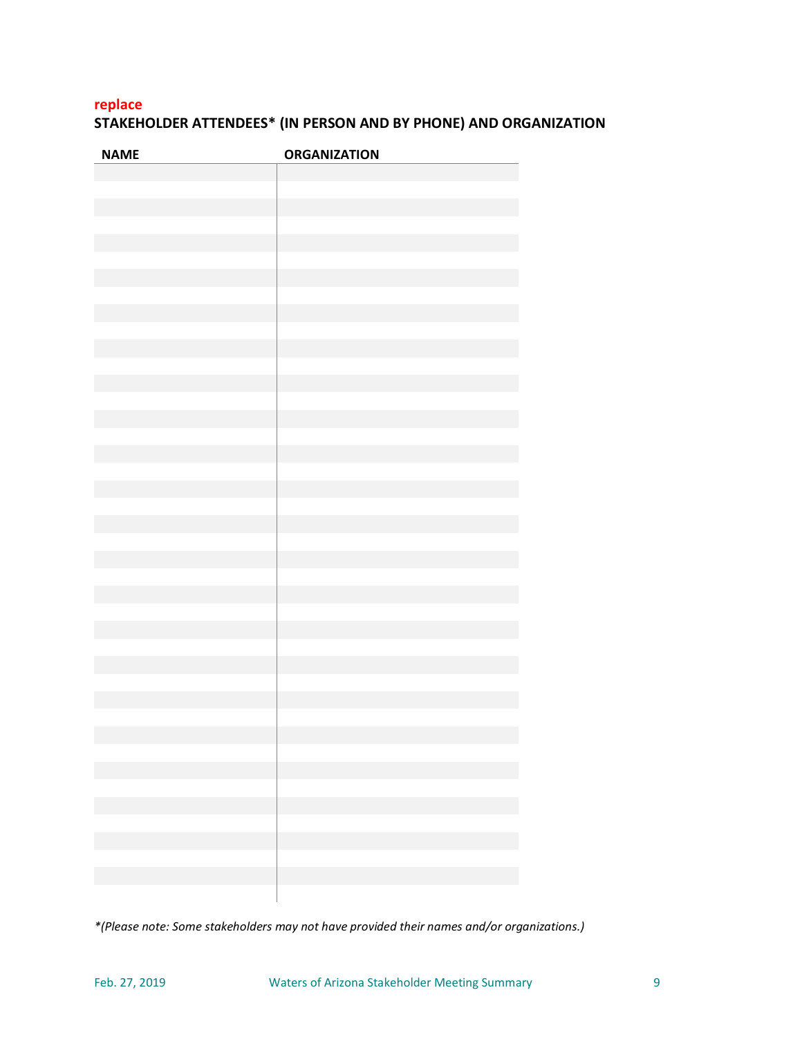**replace**

**STAKEHOLDER ATTENDEES* (IN PERSON AND BY PHONE) AND ORGANIZATION**

| NAME | ORGANIZATION |
| --- | --- |
| | |
| | |
| | |
| | |
| | |
| | |
| | |
| | |
| | |
| | |
| | |
| | |
| | |
| | |
| | |
| | |
| | |
| | |
| | |
| | |
| | |

*(Please note: Some stakeholders may not have provided their names and/or organizations.)*